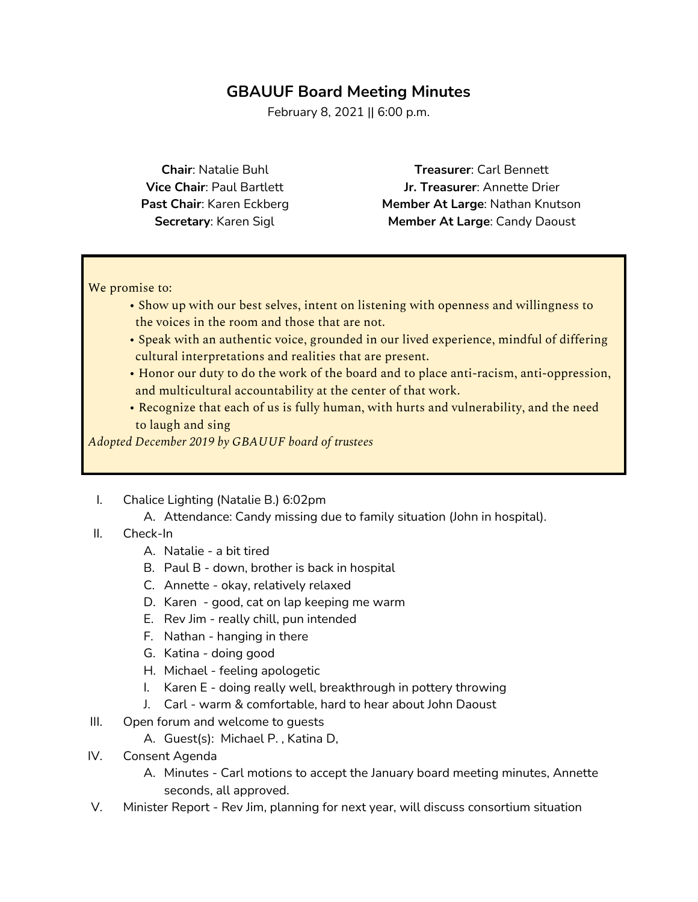# GBAUUF Board Meeting Minutes

February 8, 2021 || 6:00 p.m.

**Chair**: Natalie Buhl
**Vice Chair**: Paul Bartlett
**Past Chair**: Karen Eckberg
**Secretary**: Karen Sigl

**Treasurer**: Carl Bennett
**Jr. Treasurer**: Annette Drier
**Member At Large**: Nathan Knutson
**Member At Large**: Candy Daoust

> We promise to:
>
> - Show up with our best selves, intent on listening with openness and willingness to the voices in the room and those that are not.
> - Speak with an authentic voice, grounded in our lived experience, mindful of differing cultural interpretations and realities that are present.
> - Honor our duty to do the work of the board and to place anti-racism, anti-oppression, and multicultural accountability at the center of that work.
> - Recognize that each of us is fully human, with hurts and vulnerability, and the need to laugh and sing
>
> *Adopted December 2019 by GBAUUF board of trustees*

I. Chalice Lighting (Natalie B.) 6:02pm
   A. Attendance: Candy missing due to family situation (John in hospital).

II. Check-In
   A. Natalie - a bit tired
   B. Paul B - down, brother is back in hospital
   C. Annette - okay, relatively relaxed
   D. Karen - good, cat on lap keeping me warm
   E. Rev Jim - really chill, pun intended
   F. Nathan - hanging in there
   G. Katina - doing good
   H. Michael - feeling apologetic
   I. Karen E - doing really well, breakthrough in pottery throwing
   J. Carl - warm & comfortable, hard to hear about John Daoust

III. Open forum and welcome to guests
   A. Guest(s): Michael P. , Katina D,

IV. Consent Agenda
   A. Minutes - Carl motions to accept the January board meeting minutes, Annette seconds, all approved.

V. Minister Report - Rev Jim, planning for next year, will discuss consortium situation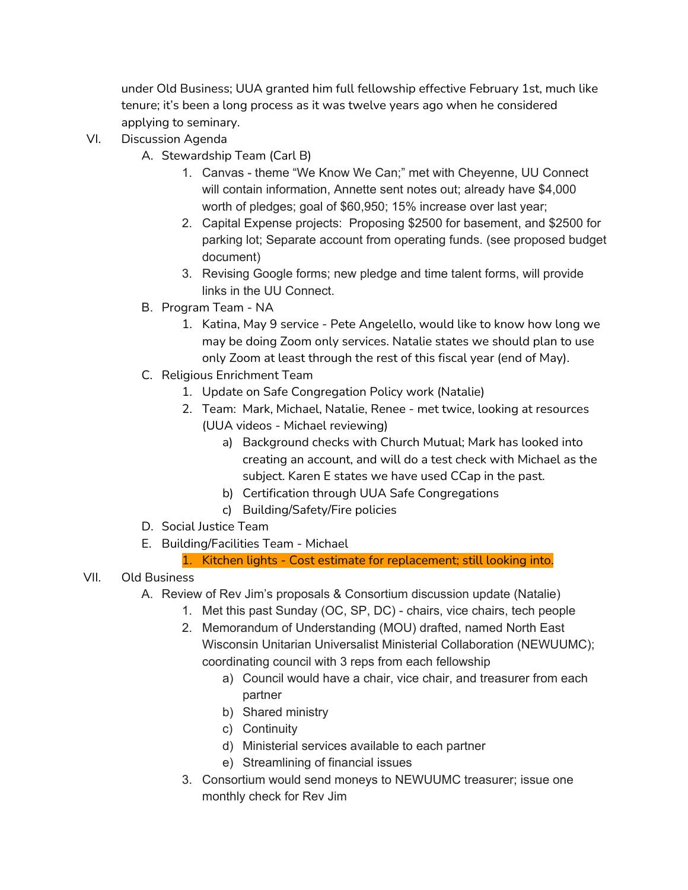under Old Business; UUA granted him full fellowship effective February 1st, much like tenure; it's been a long process as it was twelve years ago when he considered applying to seminary.

VI. Discussion Agenda
   A. Stewardship Team (Carl B)
      1. Canvas - theme "We Know We Can;" met with Cheyenne, UU Connect will contain information, Annette sent notes out; already have $4,000 worth of pledges; goal of $60,950; 15% increase over last year;
      2. Capital Expense projects: Proposing $2500 for basement, and $2500 for parking lot; Separate account from operating funds. (see proposed budget document)
      3. Revising Google forms; new pledge and time talent forms, will provide links in the UU Connect.
   B. Program Team - NA
      1. Katina, May 9 service - Pete Angelello, would like to know how long we may be doing Zoom only services. Natalie states we should plan to use only Zoom at least through the rest of this fiscal year (end of May).
   C. Religious Enrichment Team
      1. Update on Safe Congregation Policy work (Natalie)
      2. Team: Mark, Michael, Natalie, Renee - met twice, looking at resources (UUA videos - Michael reviewing)
         a) Background checks with Church Mutual; Mark has looked into creating an account, and will do a test check with Michael as the subject. Karen E states we have used CCap in the past.
         b) Certification through UUA Safe Congregations
         c) Building/Safety/Fire policies
   D. Social Justice Team
   E. Building/Facilities Team - Michael
      1. Kitchen lights - Cost estimate for replacement; still looking into.

VII. Old Business
   A. Review of Rev Jim's proposals & Consortium discussion update (Natalie)
      1. Met this past Sunday (OC, SP, DC) - chairs, vice chairs, tech people
      2. Memorandum of Understanding (MOU) drafted, named North East Wisconsin Unitarian Universalist Ministerial Collaboration (NEWUUMC); coordinating council with 3 reps from each fellowship
         a) Council would have a chair, vice chair, and treasurer from each partner
         b) Shared ministry
         c) Continuity
         d) Ministerial services available to each partner
         e) Streamlining of financial issues
      3. Consortium would send moneys to NEWUUMC treasurer; issue one monthly check for Rev Jim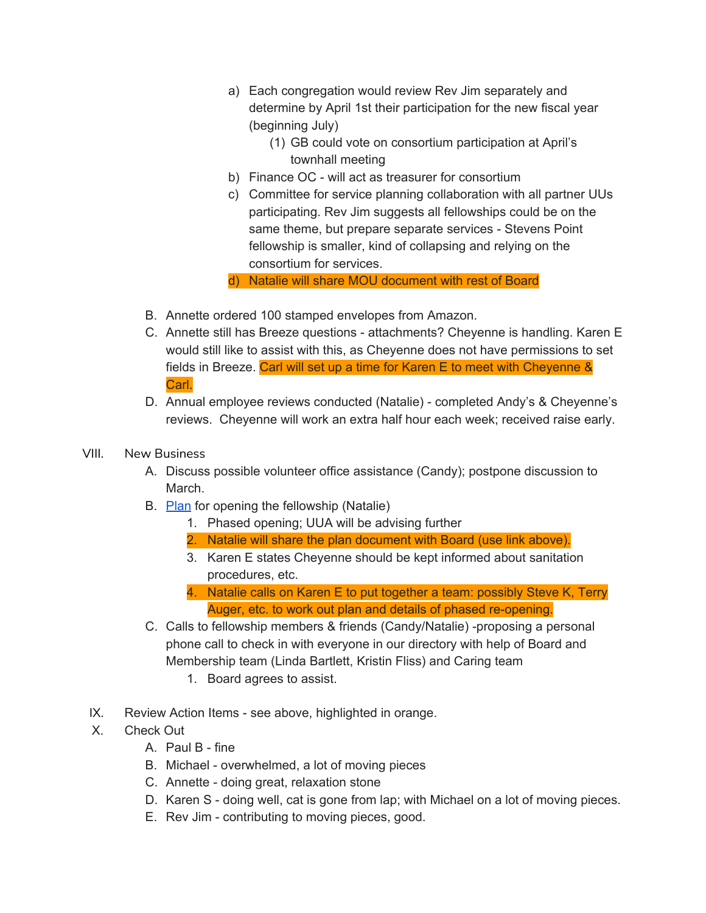a) Each congregation would review Rev Jim separately and determine by April 1st their participation for the new fiscal year (beginning July)
    (1) GB could vote on consortium participation at April's townhall meeting
b) Finance OC - will act as treasurer for consortium
c) Committee for service planning collaboration with all partner UUs participating. Rev Jim suggests all fellowships could be on the same theme, but prepare separate services - Stevens Point fellowship is smaller, kind of collapsing and relying on the consortium for services.
d) Natalie will share MOU document with rest of Board

B. Annette ordered 100 stamped envelopes from Amazon.

C. Annette still has Breeze questions - attachments? Cheyenne is handling. Karen E would still like to assist with this, as Cheyenne does not have permissions to set fields in Breeze. Carl will set up a time for Karen E to meet with Cheyenne & Carl.

D. Annual employee reviews conducted (Natalie) - completed Andy's & Cheyenne's reviews. Cheyenne will work an extra half hour each week; received raise early.

VIII. New Business

A. Discuss possible volunteer office assistance (Candy); postpone discussion to March.

B. Plan for opening the fellowship (Natalie)
    1. Phased opening; UUA will be advising further
    2. Natalie will share the plan document with Board (use link above).
    3. Karen E states Cheyenne should be kept informed about sanitation procedures, etc.
    4. Natalie calls on Karen E to put together a team: possibly Steve K, Terry Auger, etc. to work out plan and details of phased re-opening.

C. Calls to fellowship members & friends (Candy/Natalie) -proposing a personal phone call to check in with everyone in our directory with help of Board and Membership team (Linda Bartlett, Kristin Fliss) and Caring team
    1. Board agrees to assist.

IX. Review Action Items - see above, highlighted in orange.

X. Check Out

A. Paul B - fine

B. Michael - overwhelmed, a lot of moving pieces

C. Annette - doing great, relaxation stone

D. Karen S - doing well, cat is gone from lap; with Michael on a lot of moving pieces.

E. Rev Jim - contributing to moving pieces, good.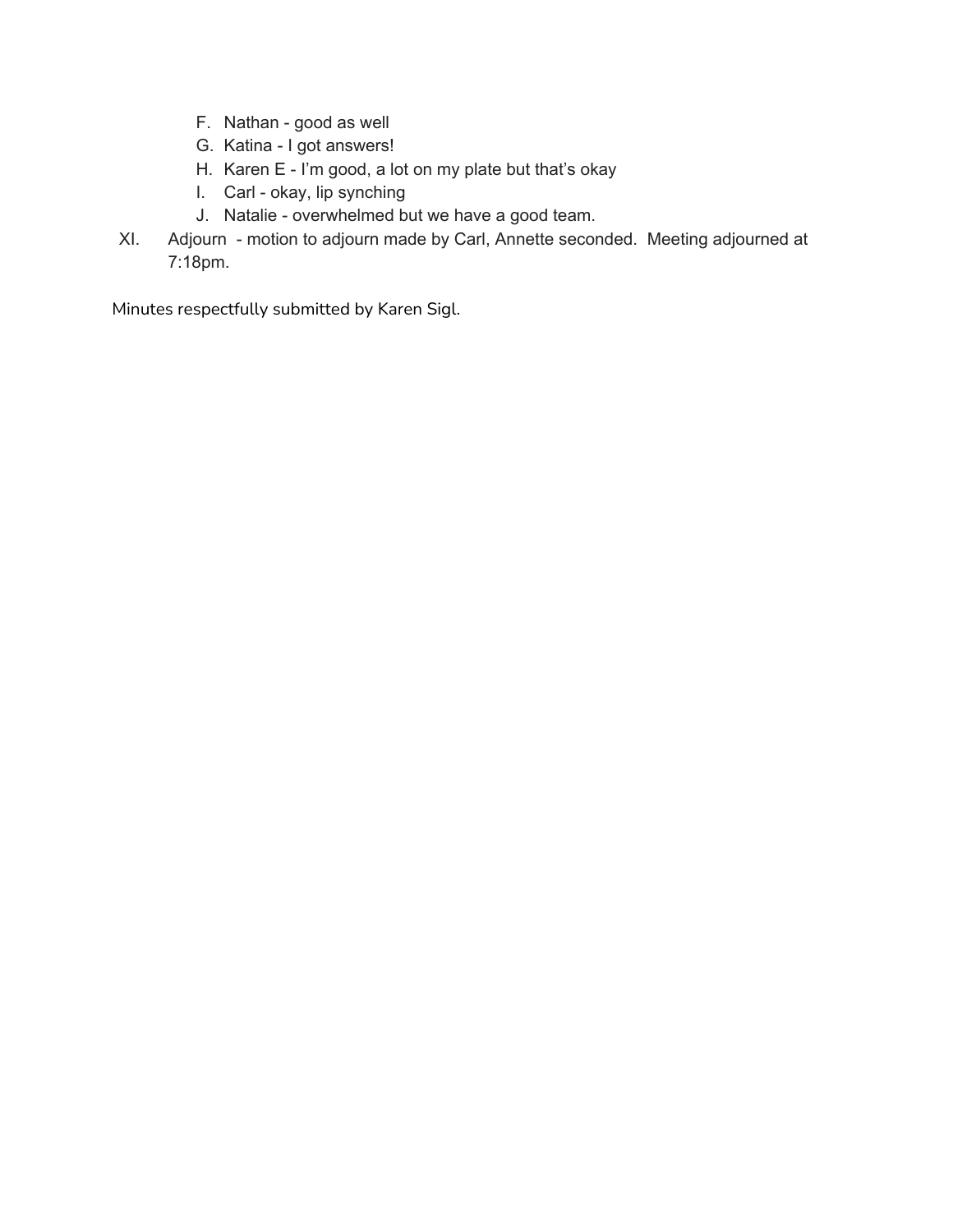F. Nathan - good as well
G. Katina - I got answers!
H. Karen E - I'm good, a lot on my plate but that's okay
I. Carl - okay, lip synching
J. Natalie - overwhelmed but we have a good team.

XI. Adjourn - motion to adjourn made by Carl, Annette seconded. Meeting adjourned at 7:18pm.

Minutes respectfully submitted by Karen Sigl.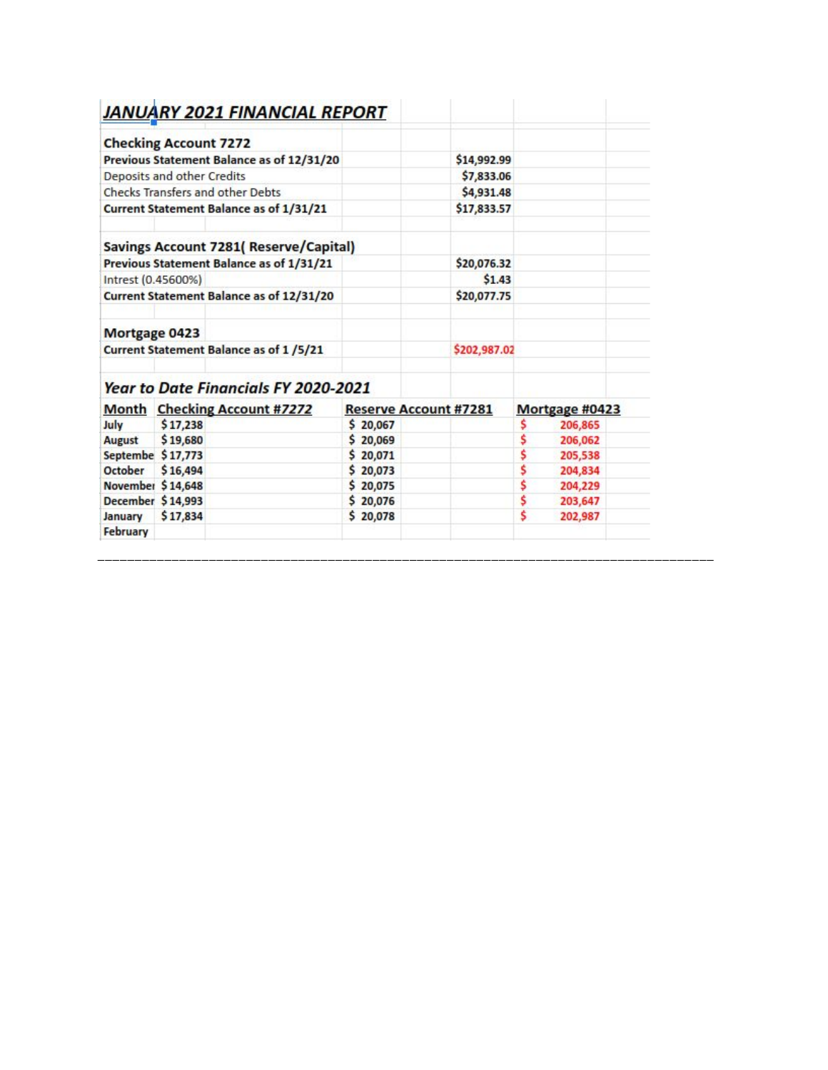## *JANUARY 2021 FINANCIAL REPORT*

| **Checking Account 7272** | |
|---|---|
| **Previous Statement Balance as of 12/31/20** | **$14,992.99** |
| Deposits and other Credits | **$7,833.06** |
| Checks Transfers and other Debts | **$4,931.48** |
| **Current Statement Balance as of 1/31/21** | **$17,833.57** |

| **Savings Account 7281( Reserve/Capital)** | |
|---|---|
| **Previous Statement Balance as of 1/31/21** | **$20,076.32** |
| Intrest (0.45600%) | **$1.43** |
| **Current Statement Balance as of 12/31/20** | **$20,077.75** |

| **Mortgage 0423** | |
|---|---|
| **Current Statement Balance as of 1 /5/21** | $202,987.02 |

### *Year to Date Financials FY 2020-2021*

| Month | Checking Account #7272 | Reserve Account #7281 | Mortgage #0423 |
|---|---|---|---|
| **July** | $ 17,238 | $ 20,067 | $ 206,865 |
| **August** | $ 19,680 | $ 20,069 | $ 206,062 |
| **Septembe** | $ 17,773 | $ 20,071 | $ 205,538 |
| **October** | $ 16,494 | $ 20,073 | $ 204,834 |
| **Novembe** | $ 14,648 | $ 20,075 | $ 204,229 |
| **December** | $ 14,993 | $ 20,076 | $ 203,647 |
| **January** | $ 17,834 | $ 20,078 | $ 202,987 |
| **February** | | | |

---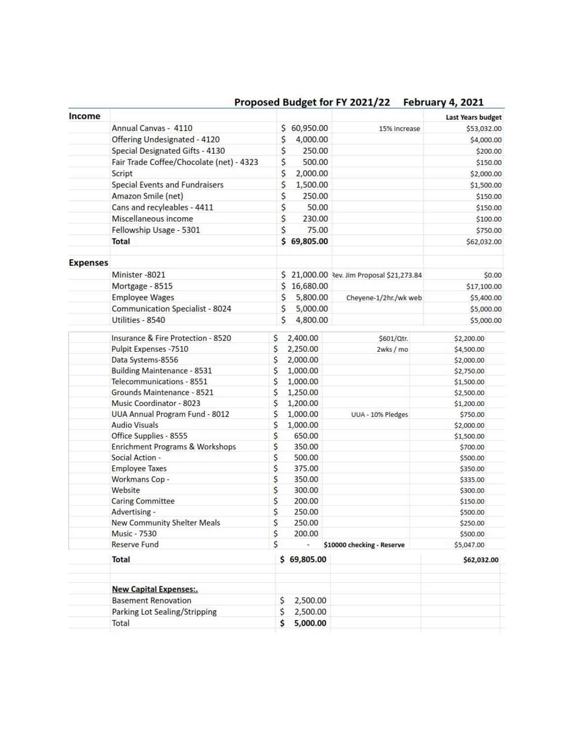## Proposed Budget for FY 2021/22 February 4, 2021

| | | | | |
|---|---|---|---|---|
| **Income** | | | | **Last Years budget** |
| | Annual Canvas - 4110 | $ 60,950.00 | 15% increase | $53,032.00 |
| | Offering Undesignated - 4120 | $ 4,000.00 | | $4,000.00 |
| | Special Designated Gifts - 4130 | $ 250.00 | | $200.00 |
| | Fair Trade Coffee/Chocolate (net) - 4323 | $ 500.00 | | $150.00 |
| | Script | $ 2,000.00 | | $2,000.00 |
| | Special Events and Fundraisers | $ 1,500.00 | | $1,500.00 |
| | Amazon Smile (net) | $ 250.00 | | $150.00 |
| | Cans and recyleables - 4411 | $ 50.00 | | $150.00 |
| | Miscellaneous income | $ 230.00 | | $100.00 |
| | Fellowship Usage - 5301 | $ 75.00 | | $750.00 |
| | **Total** | **$ 69,805.00** | | $62,032.00 |
| | | | | |
| **Expenses** | | | | |
| | Minister -8021 | $ 21,000.00 | Rev. Jim Proposal $21,273.84 | $0.00 |
| | Mortgage - 8515 | $ 16,680.00 | | $17,100.00 |
| | Employee Wages | $ 5,800.00 | Cheyene-1/2hr./wk web | $5,400.00 |
| | Communication Specialist - 8024 | $ 5,000.00 | | $5,000.00 |
| | Utilities - 8540 | $ 4,800.00 | | $5,000.00 |
| | Insurance & Fire Protection - 8520 | $ 2,400.00 | $601/Qtr. | $2,200.00 |
| | Pulpit Expenses -7510 | $ 2,250.00 | 2wks / mo | $4,500.00 |
| | Data Systems-8556 | $ 2,000.00 | | $2,000.00 |
| | Building Maintenance - 8531 | $ 1,000.00 | | $2,750.00 |
| | Telecommunications - 8551 | $ 1,000.00 | | $1,500.00 |
| | Grounds Maintenance - 8521 | $ 1,250.00 | | $2,500.00 |
| | Music Coordinator - 8023 | $ 1,200.00 | | $1,200.00 |
| | UUA Annual Program Fund - 8012 | $ 1,000.00 | UUA - 10% Pledges | $750.00 |
| | Audio Visuals | $ 1,000.00 | | $2,000.00 |
| | Office Supplies - 8555 | $ 650.00 | | $1,500.00 |
| | Enrichment Programs & Workshops | $ 350.00 | | $700.00 |
| | Social Action - | $ 500.00 | | $500.00 |
| | Employee Taxes | $ 375.00 | | $350.00 |
| | Workmans Cop - | $ 350.00 | | $335.00 |
| | Website | $ 300.00 | | $300.00 |
| | Caring Committee | $ 200.00 | | $150.00 |
| | Advertising - | $ 250.00 | | $500.00 |
| | New Community Shelter Meals | $ 250.00 | | $250.00 |
| | Music - 7530 | $ 200.00 | | $500.00 |
| | Reserve Fund | $ - | **$10000 checking - Reserve** | $5,047.00 |
| | **Total** | **$ 69,805.00** | | **$62,032.00** |
| | | | | |
| | **New Capital Expenses:.** | | | |
| | Basement Renovation | $ 2,500.00 | | |
| | Parking Lot Sealing/Stripping | $ 2,500.00 | | |
| | Total | **$ 5,000.00** | | |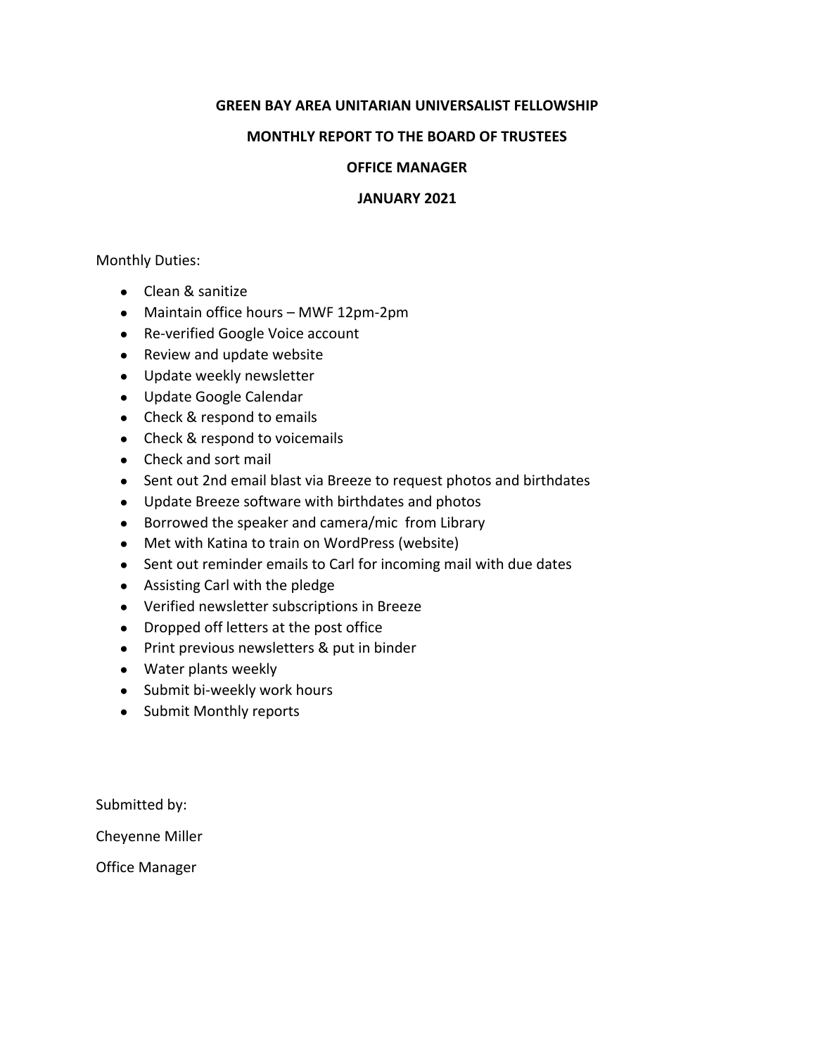**GREEN BAY AREA UNITARIAN UNIVERSALIST FELLOWSHIP**

**MONTHLY REPORT TO THE BOARD OF TRUSTEES**

**OFFICE MANAGER**

**JANUARY 2021**

Monthly Duties:

- Clean & sanitize
- Maintain office hours – MWF 12pm-2pm
- Re-verified Google Voice account
- Review and update website
- Update weekly newsletter
- Update Google Calendar
- Check & respond to emails
- Check & respond to voicemails
- Check and sort mail
- Sent out 2nd email blast via Breeze to request photos and birthdates
- Update Breeze software with birthdates and photos
- Borrowed the speaker and camera/mic from Library
- Met with Katina to train on WordPress (website)
- Sent out reminder emails to Carl for incoming mail with due dates
- Assisting Carl with the pledge
- Verified newsletter subscriptions in Breeze
- Dropped off letters at the post office
- Print previous newsletters & put in binder
- Water plants weekly
- Submit bi-weekly work hours
- Submit Monthly reports

Submitted by:

Cheyenne Miller

Office Manager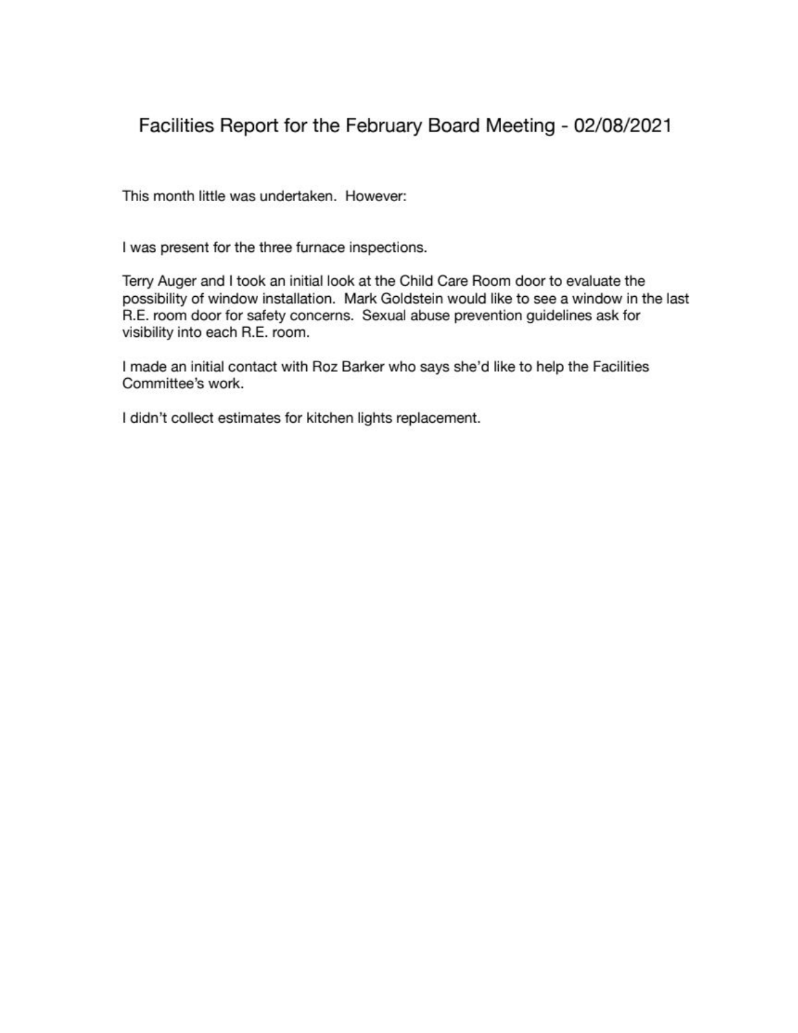# Facilities Report for the February Board Meeting - 02/08/2021

This month little was undertaken. However:

I was present for the three furnace inspections.

Terry Auger and I took an initial look at the Child Care Room door to evaluate the possibility of window installation. Mark Goldstein would like to see a window in the last R.E. room door for safety concerns. Sexual abuse prevention guidelines ask for visibility into each R.E. room.

I made an initial contact with Roz Barker who says she'd like to help the Facilities Committee's work.

I didn't collect estimates for kitchen lights replacement.